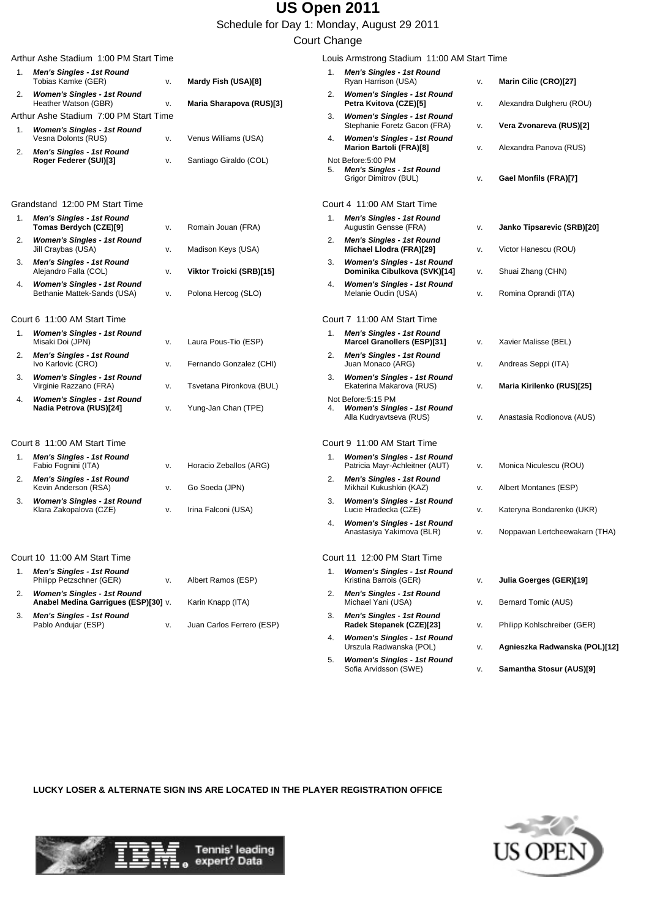# US Open 2011

Schedule for Day 1: Monday, August 29 2011

Court Change

## Arthur Ashe Stadium 1:00 PM Start Time

1. ***Men's Singles - 1st Round***
   Tobias Kamke (GER) v. **Mardy Fish (USA)[8]**
2. ***Women's Singles - 1st Round***
   Heather Watson (GBR) v. **Maria Sharapova (RUS)[3]**

## Arthur Ashe Stadium 7:00 PM Start Time

1. ***Women's Singles - 1st Round***
   Vesna Dolonts (RUS) v. Venus Williams (USA)
2. ***Men's Singles - 1st Round***
   **Roger Federer (SUI)[3]** v. Santiago Giraldo (COL)

## Louis Armstrong Stadium 11:00 AM Start Time

1. ***Men's Singles - 1st Round***
   Ryan Harrison (USA) v. **Marin Cilic (CRO)[27]**
2. ***Women's Singles - 1st Round***
   **Petra Kvitova (CZE)[5]** v. Alexandra Dulgheru (ROU)
3. ***Women's Singles - 1st Round***
   Stephanie Foretz Gacon (FRA) v. **Vera Zvonareva (RUS)[2]**
4. ***Women's Singles - 1st Round***
   **Marion Bartoli (FRA)[8]** v. Alexandra Panova (RUS)

Not Before:5:00 PM

5. ***Men's Singles - 1st Round***
   Grigor Dimitrov (BUL) v. **Gael Monfils (FRA)[7]**

## Grandstand 12:00 PM Start Time

1. ***Men's Singles - 1st Round***
   **Tomas Berdych (CZE)[9]** v. Romain Jouan (FRA)
2. ***Women's Singles - 1st Round***
   Jill Craybas (USA) v. Madison Keys (USA)
3. ***Men's Singles - 1st Round***
   Alejandro Falla (COL) v. **Viktor Troicki (SRB)[15]**
4. ***Women's Singles - 1st Round***
   Bethanie Mattek-Sands (USA) v. Polona Hercog (SLO)

## Court 4 11:00 AM Start Time

1. ***Men's Singles - 1st Round***
   Augustin Gensse (FRA) v. **Janko Tipsarevic (SRB)[20]**
2. ***Men's Singles - 1st Round***
   **Michael Llodra (FRA)[29]** v. Victor Hanescu (ROU)
3. ***Women's Singles - 1st Round***
   **Dominika Cibulkova (SVK)[14]** v. Shuai Zhang (CHN)
4. ***Women's Singles - 1st Round***
   Melanie Oudin (USA) v. Romina Oprandi (ITA)

## Court 6 11:00 AM Start Time

1. ***Women's Singles - 1st Round***
   Misaki Doi (JPN) v. Laura Pous-Tio (ESP)
2. ***Men's Singles - 1st Round***
   Ivo Karlovic (CRO) v. Fernando Gonzalez (CHI)
3. ***Women's Singles - 1st Round***
   Virginie Razzano (FRA) v. Tsvetana Pironkova (BUL)
4. ***Women's Singles - 1st Round***
   **Nadia Petrova (RUS)[24]** v. Yung-Jan Chan (TPE)

## Court 7 11:00 AM Start Time

1. ***Men's Singles - 1st Round***
   **Marcel Granollers (ESP)[31]** v. Xavier Malisse (BEL)
2. ***Men's Singles - 1st Round***
   Juan Monaco (ARG) v. Andreas Seppi (ITA)
3. ***Women's Singles - 1st Round***
   Ekaterina Makarova (RUS) v. **Maria Kirilenko (RUS)[25]**

Not Before:5:15 PM

4. ***Women's Singles - 1st Round***
   Alla Kudryavtseva (RUS) v. Anastasia Rodionova (AUS)

## Court 8 11:00 AM Start Time

1. ***Men's Singles - 1st Round***
   Fabio Fognini (ITA) v. Horacio Zeballos (ARG)
2. ***Men's Singles - 1st Round***
   Kevin Anderson (RSA) v. Go Soeda (JPN)
3. ***Women's Singles - 1st Round***
   Klara Zakopalova (CZE) v. Irina Falconi (USA)

## Court 9 11:00 AM Start Time

1. ***Women's Singles - 1st Round***
   Patricia Mayr-Achleitner (AUT) v. Monica Niculescu (ROU)
2. ***Men's Singles - 1st Round***
   Mikhail Kukushkin (KAZ) v. Albert Montanes (ESP)
3. ***Women's Singles - 1st Round***
   Lucie Hradecka (CZE) v. Kateryna Bondarenko (UKR)
4. ***Women's Singles - 1st Round***
   Anastasiya Yakimova (BLR) v. Noppawan Lertcheewakarn (THA)

## Court 10 11:00 AM Start Time

1. ***Men's Singles - 1st Round***
   Philipp Petzschner (GER) v. Albert Ramos (ESP)
2. ***Women's Singles - 1st Round***
   **Anabel Medina Garrigues (ESP)[30]** v. Karin Knapp (ITA)
3. ***Men's Singles - 1st Round***
   Pablo Andujar (ESP) v. Juan Carlos Ferrero (ESP)

## Court 11 12:00 PM Start Time

1. ***Women's Singles - 1st Round***
   Kristina Barrois (GER) v. **Julia Goerges (GER)[19]**
2. ***Men's Singles - 1st Round***
   Michael Yani (USA) v. Bernard Tomic (AUS)
3. ***Men's Singles - 1st Round***
   **Radek Stepanek (CZE)[23]** v. Philipp Kohlschreiber (GER)
4. ***Women's Singles - 1st Round***
   Urszula Radwanska (POL) v. **Agnieszka Radwanska (POL)[12]**
5. ***Women's Singles - 1st Round***
   Sofia Arvidsson (SWE) v. **Samantha Stosur (AUS)[9]**

**LUCKY LOSER & ALTERNATE SIGN INS ARE LOCATED IN THE PLAYER REGISTRATION OFFICE**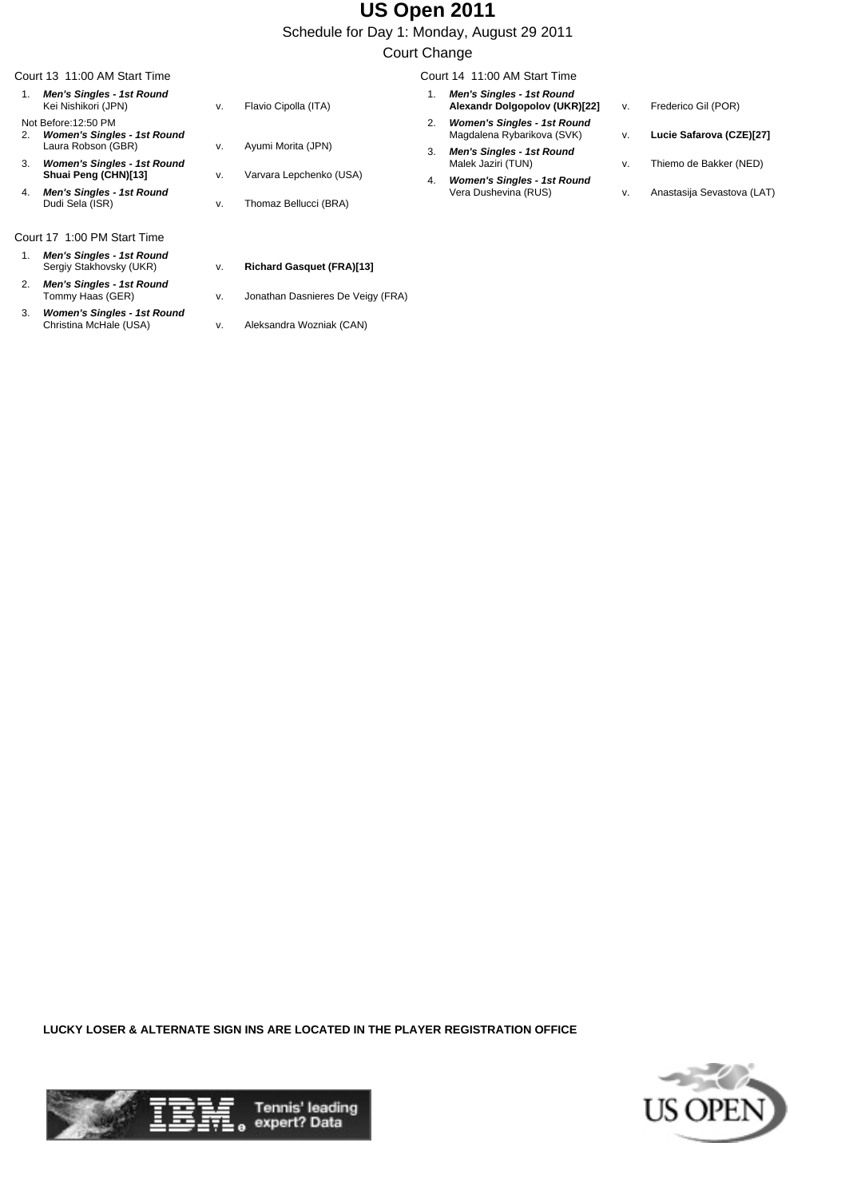# US Open 2011

Schedule for Day 1: Monday, August 29 2011

Court Change

## Court 13 11:00 AM Start Time

1. ***Men's Singles - 1st Round***
   Kei Nishikori (JPN) v. Flavio Cipolla (ITA)

Not Before:12:50 PM

2. ***Women's Singles - 1st Round***
   Laura Robson (GBR) v. Ayumi Morita (JPN)
3. ***Women's Singles - 1st Round***
   **Shuai Peng (CHN)[13]** v. Varvara Lepchenko (USA)
4. ***Men's Singles - 1st Round***
   Dudi Sela (ISR) v. Thomaz Bellucci (BRA)

## Court 17 1:00 PM Start Time

1. ***Men's Singles - 1st Round***
   Sergiy Stakhovsky (UKR) v. **Richard Gasquet (FRA)[13]**
2. ***Men's Singles - 1st Round***
   Tommy Haas (GER) v. Jonathan Dasnieres De Veigy (FRA)
3. ***Women's Singles - 1st Round***
   Christina McHale (USA) v. Aleksandra Wozniak (CAN)

## Court 14 11:00 AM Start Time

1. ***Men's Singles - 1st Round***
   **Alexandr Dolgopolov (UKR)[22]** v. Frederico Gil (POR)
2. ***Women's Singles - 1st Round***
   Magdalena Rybarikova (SVK) v. **Lucie Safarova (CZE)[27]**
3. ***Men's Singles - 1st Round***
   Malek Jaziri (TUN) v. Thiemo de Bakker (NED)
4. ***Women's Singles - 1st Round***
   Vera Dushevina (RUS) v. Anastasija Sevastova (LAT)

**LUCKY LOSER & ALTERNATE SIGN INS ARE LOCATED IN THE PLAYER REGISTRATION OFFICE**

IBM. Tennis' leading expert? Data

US OPEN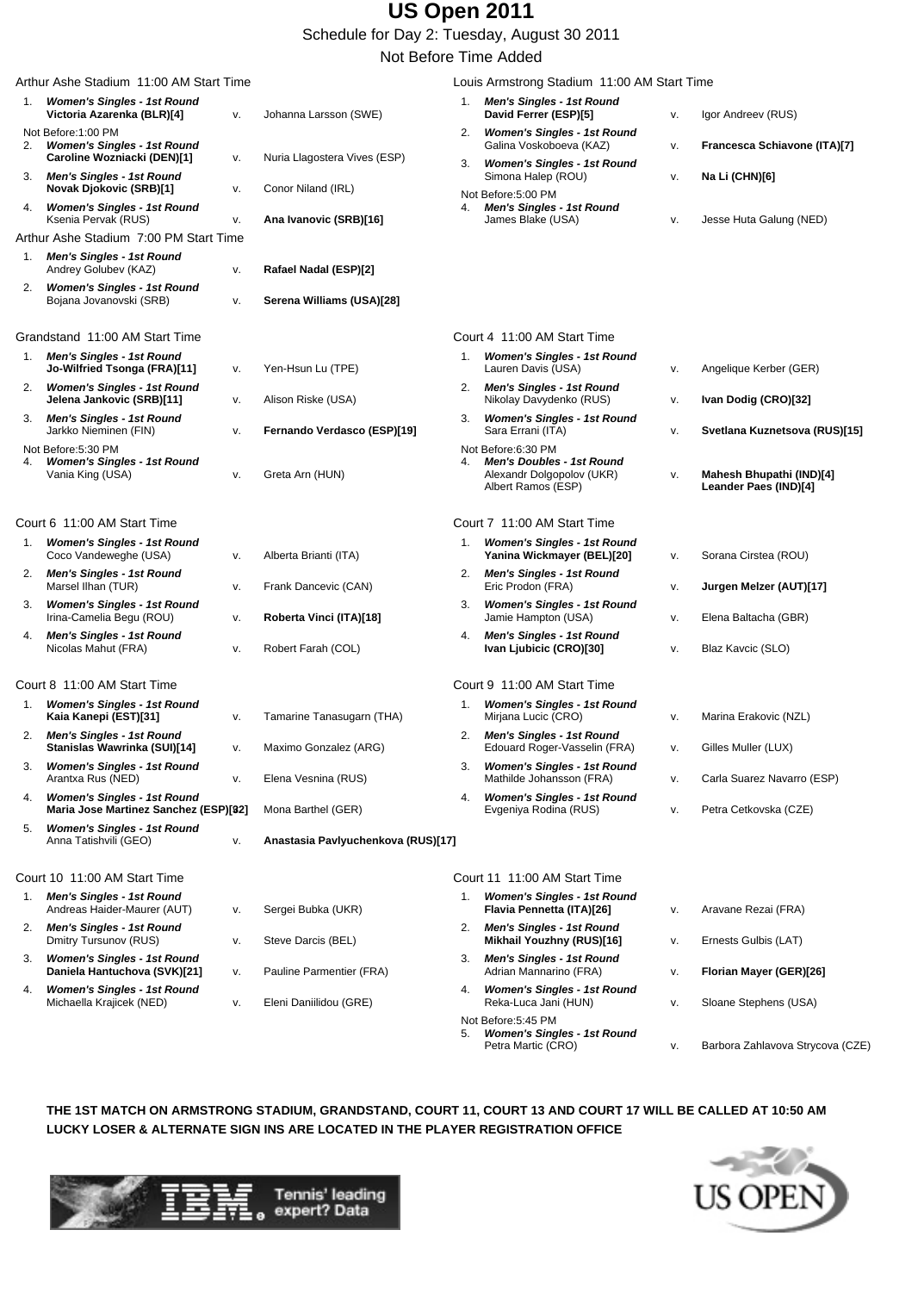# US Open 2011

Schedule for Day 2: Tuesday, August 30 2011

Not Before Time Added

## Arthur Ashe Stadium 11:00 AM Start Time

1. ***Women's Singles - 1st Round***
   **Victoria Azarenka (BLR)[4]** v. Johanna Larsson (SWE)

Not Before:1:00 PM

2. ***Women's Singles - 1st Round***
   **Caroline Wozniacki (DEN)[1]** v. Nuria Llagostera Vives (ESP)
3. ***Men's Singles - 1st Round***
   **Novak Djokovic (SRB)[1]** v. Conor Niland (IRL)
4. ***Women's Singles - 1st Round***
   Ksenia Pervak (RUS) v. **Ana Ivanovic (SRB)[16]**

## Arthur Ashe Stadium 7:00 PM Start Time

1. ***Men's Singles - 1st Round***
   Andrey Golubev (KAZ) v. **Rafael Nadal (ESP)[2]**
2. ***Women's Singles - 1st Round***
   Bojana Jovanovski (SRB) v. **Serena Williams (USA)[28]**

## Louis Armstrong Stadium 11:00 AM Start Time

1. ***Men's Singles - 1st Round***
   **David Ferrer (ESP)[5]** v. Igor Andreev (RUS)
2. ***Women's Singles - 1st Round***
   Galina Voskoboeva (KAZ) v. **Francesca Schiavone (ITA)[7]**
3. ***Women's Singles - 1st Round***
   Simona Halep (ROU) v. **Na Li (CHN)[6]**

Not Before:5:00 PM

4. ***Men's Singles - 1st Round***
   James Blake (USA) v. Jesse Huta Galung (NED)

## Grandstand 11:00 AM Start Time

1. ***Men's Singles - 1st Round***
   **Jo-Wilfried Tsonga (FRA)[11]** v. Yen-Hsun Lu (TPE)
2. ***Women's Singles - 1st Round***
   **Jelena Jankovic (SRB)[11]** v. Alison Riske (USA)
3. ***Men's Singles - 1st Round***
   Jarkko Nieminen (FIN) v. **Fernando Verdasco (ESP)[19]**

Not Before:5:30 PM

4. ***Women's Singles - 1st Round***
   Vania King (USA) v. Greta Arn (HUN)

## Court 4 11:00 AM Start Time

1. ***Women's Singles - 1st Round***
   Lauren Davis (USA) v. Angelique Kerber (GER)
2. ***Men's Singles - 1st Round***
   Nikolay Davydenko (RUS) v. **Ivan Dodig (CRO)[32]**
3. ***Women's Singles - 1st Round***
   Sara Errani (ITA) v. **Svetlana Kuznetsova (RUS)[15]**

Not Before:6:30 PM

4. ***Men's Doubles - 1st Round***
   Alexandr Dolgopolov (UKR) / Albert Ramos (ESP) v. **Mahesh Bhupathi (IND)[4]** / **Leander Paes (IND)[4]**

## Court 6 11:00 AM Start Time

1. ***Women's Singles - 1st Round***
   Coco Vandeweghe (USA) v. Alberta Brianti (ITA)
2. ***Men's Singles - 1st Round***
   Marsel Ilhan (TUR) v. Frank Dancevic (CAN)
3. ***Women's Singles - 1st Round***
   Irina-Camelia Begu (ROU) v. **Roberta Vinci (ITA)[18]**
4. ***Men's Singles - 1st Round***
   Nicolas Mahut (FRA) v. Robert Farah (COL)

## Court 7 11:00 AM Start Time

1. ***Women's Singles - 1st Round***
   **Yanina Wickmayer (BEL)[20]** v. Sorana Cirstea (ROU)
2. ***Men's Singles - 1st Round***
   Eric Prodon (FRA) v. **Jurgen Melzer (AUT)[17]**
3. ***Women's Singles - 1st Round***
   Jamie Hampton (USA) v. Elena Baltacha (GBR)
4. ***Men's Singles - 1st Round***
   **Ivan Ljubicic (CRO)[30]** v. Blaz Kavcic (SLO)

## Court 8 11:00 AM Start Time

1. ***Women's Singles - 1st Round***
   **Kaia Kanepi (EST)[31]** v. Tamarine Tanasugarn (THA)
2. ***Men's Singles - 1st Round***
   **Stanislas Wawrinka (SUI)[14]** v. Maximo Gonzalez (ARG)
3. ***Women's Singles - 1st Round***
   Arantxa Rus (NED) v. Elena Vesnina (RUS)
4. ***Women's Singles - 1st Round***
   **Maria Jose Martinez Sanchez (ESP)[32]** v. Mona Barthel (GER)
5. ***Women's Singles - 1st Round***
   Anna Tatishvili (GEO) v. **Anastasia Pavlyuchenkova (RUS)[17]**

## Court 9 11:00 AM Start Time

1. ***Women's Singles - 1st Round***
   Mirjana Lucic (CRO) v. Marina Erakovic (NZL)
2. ***Men's Singles - 1st Round***
   Edouard Roger-Vasselin (FRA) v. Gilles Muller (LUX)
3. ***Women's Singles - 1st Round***
   Mathilde Johansson (FRA) v. Carla Suarez Navarro (ESP)
4. ***Women's Singles - 1st Round***
   Evgeniya Rodina (RUS) v. Petra Cetkovska (CZE)

## Court 10 11:00 AM Start Time

1. ***Men's Singles - 1st Round***
   Andreas Haider-Maurer (AUT) v. Sergei Bubka (UKR)
2. ***Men's Singles - 1st Round***
   Dmitry Tursunov (RUS) v. Steve Darcis (BEL)
3. ***Women's Singles - 1st Round***
   **Daniela Hantuchova (SVK)[21]** v. Pauline Parmentier (FRA)
4. ***Women's Singles - 1st Round***
   Michaella Krajicek (NED) v. Eleni Daniilidou (GRE)

## Court 11 11:00 AM Start Time

1. ***Women's Singles - 1st Round***
   **Flavia Pennetta (ITA)[26]** v. Aravane Rezai (FRA)
2. ***Men's Singles - 1st Round***
   **Mikhail Youzhny (RUS)[16]** v. Ernests Gulbis (LAT)
3. ***Men's Singles - 1st Round***
   Adrian Mannarino (FRA) v. **Florian Mayer (GER)[26]**
4. ***Women's Singles - 1st Round***
   Reka-Luca Jani (HUN) v. Sloane Stephens (USA)

Not Before:5:45 PM

5. ***Women's Singles - 1st Round***
   Petra Martic (CRO) v. Barbora Zahlavova Strycova (CZE)

**THE 1ST MATCH ON ARMSTRONG STADIUM, GRANDSTAND, COURT 11, COURT 13 AND COURT 17 WILL BE CALLED AT 10:50 AM**

**LUCKY LOSER & ALTERNATE SIGN INS ARE LOCATED IN THE PLAYER REGISTRATION OFFICE**

IBM. Tennis' leading expert? Data

US OPEN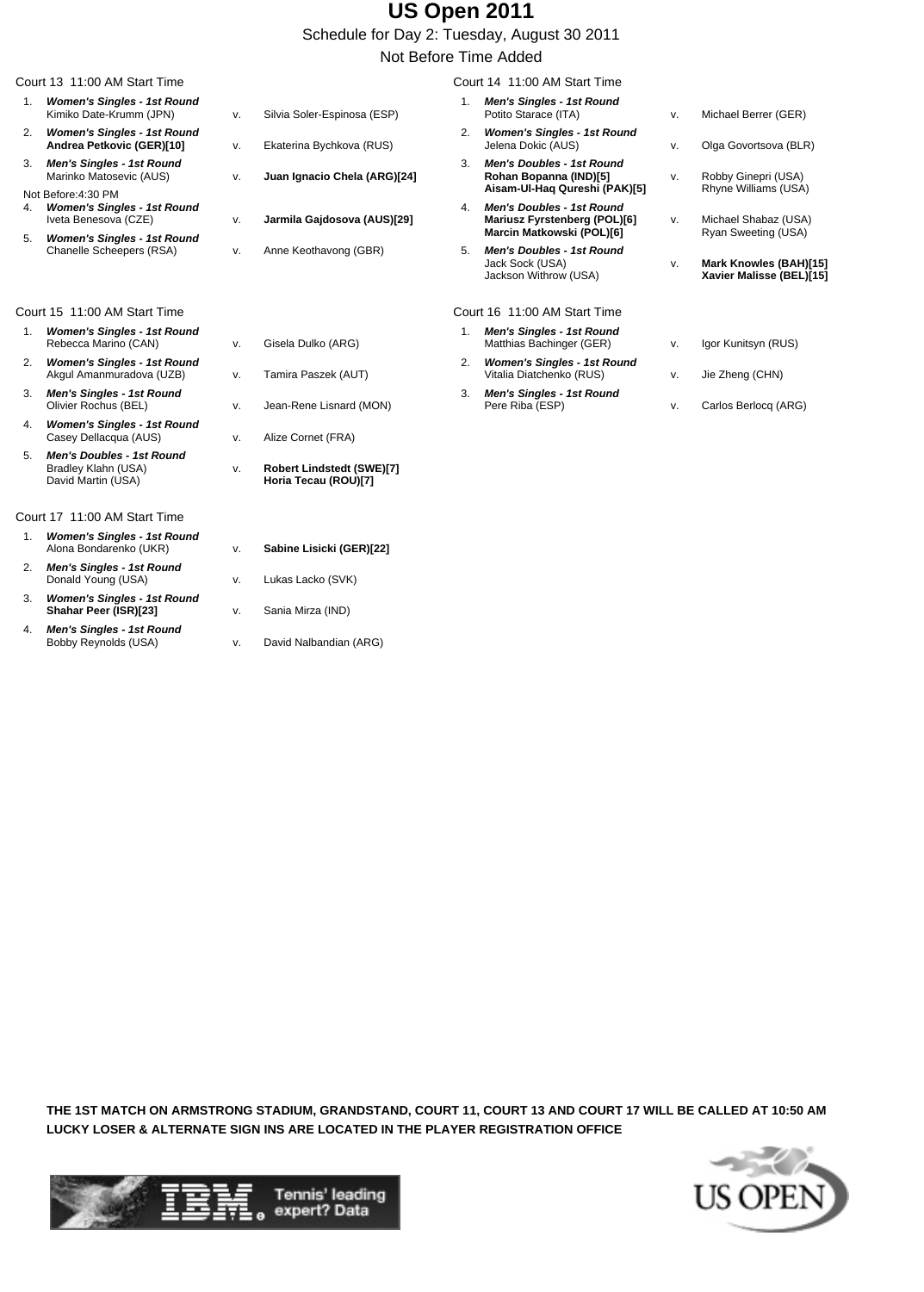# US Open 2011

Schedule for Day 2: Tuesday, August 30 2011

Not Before Time Added

## Court 13 11:00 AM Start Time

1. ***Women's Singles - 1st Round***
   Kimiko Date-Krumm (JPN) v. Silvia Soler-Espinosa (ESP)
2. ***Women's Singles - 1st Round***
   **Andrea Petkovic (GER)[10]** v. Ekaterina Bychkova (RUS)
3. ***Men's Singles - 1st Round***
   Marinko Matosevic (AUS) v. **Juan Ignacio Chela (ARG)[24]**

Not Before:4:30 PM

4. ***Women's Singles - 1st Round***
   Iveta Benesova (CZE) v. **Jarmila Gajdosova (AUS)[29]**
5. ***Women's Singles - 1st Round***
   Chanelle Scheepers (RSA) v. Anne Keothavong (GBR)

## Court 14 11:00 AM Start Time

1. ***Men's Singles - 1st Round***
   Potito Starace (ITA) v. Michael Berrer (GER)
2. ***Women's Singles - 1st Round***
   Jelena Dokic (AUS) v. Olga Govortsova (BLR)
3. ***Men's Doubles - 1st Round***
   **Rohan Bopanna (IND)[5]**
   **Aisam-Ul-Haq Qureshi (PAK)[5]** v. Robby Ginepri (USA)
   Rhyne Williams (USA)
4. ***Men's Doubles - 1st Round***
   **Mariusz Fyrstenberg (POL)[6]**
   **Marcin Matkowski (POL)[6]** v. Michael Shabaz (USA)
   Ryan Sweeting (USA)
5. ***Men's Doubles - 1st Round***
   Jack Sock (USA)
   Jackson Withrow (USA) v. **Mark Knowles (BAH)[15]**
   **Xavier Malisse (BEL)[15]**

## Court 15 11:00 AM Start Time

1. ***Women's Singles - 1st Round***
   Rebecca Marino (CAN) v. Gisela Dulko (ARG)
2. ***Women's Singles - 1st Round***
   Akgul Amanmuradova (UZB) v. Tamira Paszek (AUT)
3. ***Men's Singles - 1st Round***
   Olivier Rochus (BEL) v. Jean-Rene Lisnard (MON)
4. ***Women's Singles - 1st Round***
   Casey Dellacqua (AUS) v. Alize Cornet (FRA)
5. ***Men's Doubles - 1st Round***
   Bradley Klahn (USA)
   David Martin (USA) v. **Robert Lindstedt (SWE)[7]**
   **Horia Tecau (ROU)[7]**

## Court 16 11:00 AM Start Time

1. ***Men's Singles - 1st Round***
   Matthias Bachinger (GER) v. Igor Kunitsyn (RUS)
2. ***Women's Singles - 1st Round***
   Vitalia Diatchenko (RUS) v. Jie Zheng (CHN)
3. ***Men's Singles - 1st Round***
   Pere Riba (ESP) v. Carlos Berlocq (ARG)

## Court 17 11:00 AM Start Time

1. ***Women's Singles - 1st Round***
   Alona Bondarenko (UKR) v. **Sabine Lisicki (GER)[22]**
2. ***Men's Singles - 1st Round***
   Donald Young (USA) v. Lukas Lacko (SVK)
3. ***Women's Singles - 1st Round***
   **Shahar Peer (ISR)[23]** v. Sania Mirza (IND)
4. ***Men's Singles - 1st Round***
   Bobby Reynolds (USA) v. David Nalbandian (ARG)

**THE 1ST MATCH ON ARMSTRONG STADIUM, GRANDSTAND, COURT 11, COURT 13 AND COURT 17 WILL BE CALLED AT 10:50 AM**

**LUCKY LOSER & ALTERNATE SIGN INS ARE LOCATED IN THE PLAYER REGISTRATION OFFICE**

IBM. Tennis' leading expert? Data

US OPEN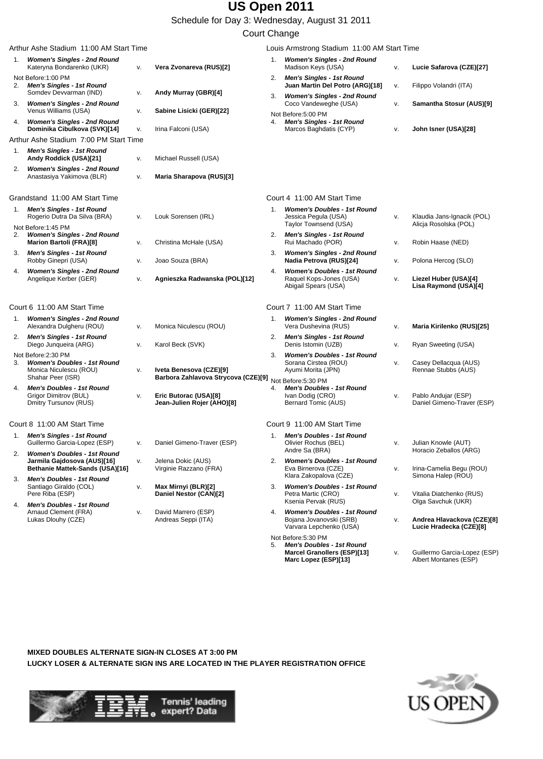# US Open 2011

Schedule for Day 3: Wednesday, August 31 2011

Court Change

## Arthur Ashe Stadium 11:00 AM Start Time

1. ***Women's Singles - 2nd Round***
   Kateryna Bondarenko (UKR) v. **Vera Zvonareva (RUS)[2]**

Not Before:1:00 PM

2. ***Men's Singles - 1st Round***
   Somdev Devvarman (IND) v. **Andy Murray (GBR)[4]**
3. ***Women's Singles - 2nd Round***
   Venus Williams (USA) v. **Sabine Lisicki (GER)[22]**
4. ***Women's Singles - 2nd Round***
   **Dominika Cibulkova (SVK)[14]** v. Irina Falconi (USA)

## Arthur Ashe Stadium 7:00 PM Start Time

1. ***Men's Singles - 1st Round***
   **Andy Roddick (USA)[21]** v. Michael Russell (USA)
2. ***Women's Singles - 2nd Round***
   Anastasiya Yakimova (BLR) v. **Maria Sharapova (RUS)[3]**

## Louis Armstrong Stadium 11:00 AM Start Time

1. ***Women's Singles - 2nd Round***
   Madison Keys (USA) v. **Lucie Safarova (CZE)[27]**
2. ***Men's Singles - 1st Round***
   **Juan Martin Del Potro (ARG)[18]** v. Filippo Volandri (ITA)
3. ***Women's Singles - 2nd Round***
   Coco Vandeweghe (USA) v. **Samantha Stosur (AUS)[9]**

Not Before:5:00 PM

4. ***Men's Singles - 1st Round***
   Marcos Baghdatis (CYP) v. **John Isner (USA)[28]**

## Grandstand 11:00 AM Start Time

1. ***Men's Singles - 1st Round***
   Rogerio Dutra Da Silva (BRA) v. Louk Sorensen (IRL)

Not Before:1:45 PM

2. ***Women's Singles - 2nd Round***
   **Marion Bartoli (FRA)[8]** v. Christina McHale (USA)
3. ***Men's Singles - 1st Round***
   Robby Ginepri (USA) v. Joao Souza (BRA)
4. ***Women's Singles - 2nd Round***
   Angelique Kerber (GER) v. **Agnieszka Radwanska (POL)[12]**

## Court 4 11:00 AM Start Time

1. ***Women's Doubles - 1st Round***
   Jessica Pegula (USA) / Taylor Townsend (USA) v. Klaudia Jans-Ignacik (POL) / Alicja Rosolska (POL)
2. ***Men's Singles - 1st Round***
   Rui Machado (POR) v. Robin Haase (NED)
3. ***Women's Singles - 2nd Round***
   **Nadia Petrova (RUS)[24]** v. Polona Hercog (SLO)
4. ***Women's Doubles - 1st Round***
   Raquel Kops-Jones (USA) / Abigail Spears (USA) v. **Liezel Huber (USA)[4]** / **Lisa Raymond (USA)[4]**

## Court 6 11:00 AM Start Time

1. ***Women's Singles - 2nd Round***
   Alexandra Dulgheru (ROU) v. Monica Niculescu (ROU)
2. ***Men's Singles - 1st Round***
   Diego Junqueira (ARG) v. Karol Beck (SVK)

Not Before:2:30 PM

3. ***Women's Doubles - 1st Round***
   Monica Niculescu (ROU) / Shahar Peer (ISR) v. **Iveta Benesova (CZE)[9]** / **Barbora Zahlavova Strycova (CZE)[9]**
4. ***Men's Doubles - 1st Round***
   Grigor Dimitrov (BUL) / Dmitry Tursunov (RUS) v. **Eric Butorac (USA)[8]** / **Jean-Julien Rojer (AHO)[8]**

## Court 7 11:00 AM Start Time

1. ***Women's Singles - 2nd Round***
   Vera Dushevina (RUS) v. **Maria Kirilenko (RUS)[25]**
2. ***Men's Singles - 1st Round***
   Denis Istomin (UZB) v. Ryan Sweeting (USA)
3. ***Women's Doubles - 1st Round***
   Sorana Cirstea (ROU) / Ayumi Morita (JPN) v. Casey Dellacqua (AUS) / Rennae Stubbs (AUS)

Not Before:5:30 PM

4. ***Men's Doubles - 1st Round***
   Ivan Dodig (CRO) / Bernard Tomic (AUS) v. Pablo Andujar (ESP) / Daniel Gimeno-Traver (ESP)

## Court 8 11:00 AM Start Time

1. ***Men's Singles - 1st Round***
   Guillermo Garcia-Lopez (ESP) v. Daniel Gimeno-Traver (ESP)
2. ***Women's Doubles - 1st Round***
   **Jarmila Gajdosova (AUS)[16]** / **Bethanie Mattek-Sands (USA)[16]** v. Jelena Dokic (AUS) / Virginie Razzano (FRA)
3. ***Men's Doubles - 1st Round***
   Santiago Giraldo (COL) / Pere Riba (ESP) v. **Max Mirnyi (BLR)[2]** / **Daniel Nestor (CAN)[2]**
4. ***Men's Doubles - 1st Round***
   Arnaud Clement (FRA) / Lukas Dlouhy (CZE) v. David Marrero (ESP) / Andreas Seppi (ITA)

## Court 9 11:00 AM Start Time

1. ***Men's Doubles - 1st Round***
   Olivier Rochus (BEL) / Andre Sa (BRA) v. Julian Knowle (AUT) / Horacio Zeballos (ARG)
2. ***Women's Doubles - 1st Round***
   Eva Birnerova (CZE) / Klara Zakopalova (CZE) v. Irina-Camelia Begu (ROU) / Simona Halep (ROU)
3. ***Women's Doubles - 1st Round***
   Petra Martic (CRO) / Ksenia Pervak (RUS) v. Vitalia Diatchenko (RUS) / Olga Savchuk (UKR)
4. ***Women's Doubles - 1st Round***
   Bojana Jovanovski (SRB) / Varvara Lepchenko (USA) v. **Andrea Hlavackova (CZE)[8]** / **Lucie Hradecka (CZE)[8]**

Not Before:5:30 PM

5. ***Men's Doubles - 1st Round***
   **Marcel Granollers (ESP)[13]** / **Marc Lopez (ESP)[13]** v. Guillermo Garcia-Lopez (ESP) / Albert Montanes (ESP)

**MIXED DOUBLES ALTERNATE SIGN-IN CLOSES AT 3:00 PM**

**LUCKY LOSER & ALTERNATE SIGN INS ARE LOCATED IN THE PLAYER REGISTRATION OFFICE**

IBM Tennis' leading expert? Data

US OPEN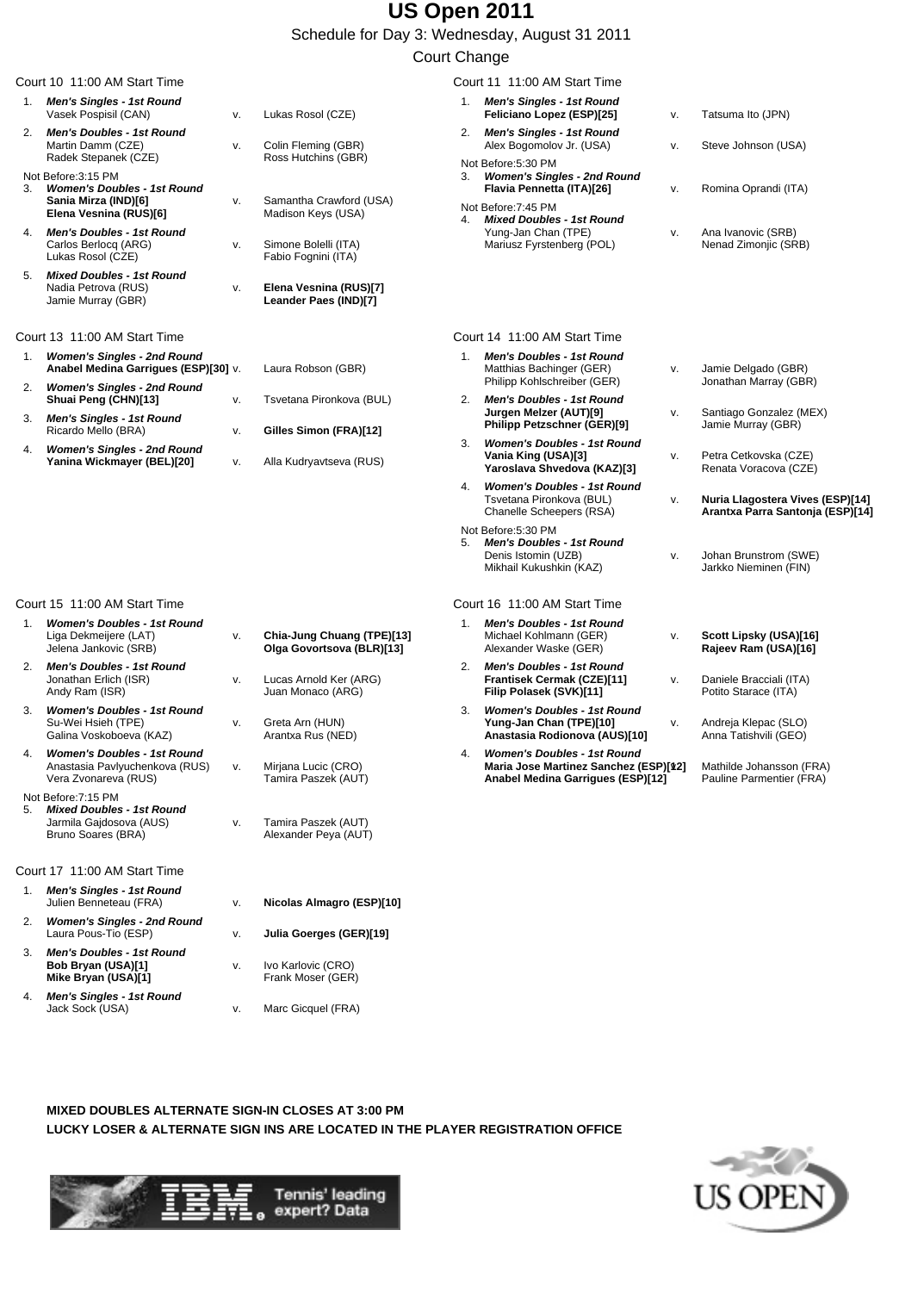# US Open 2011

Schedule for Day 3: Wednesday, August 31 2011

Court Change

## Court 10 11:00 AM Start Time

1. ***Men's Singles - 1st Round***
   Vasek Pospisil (CAN) v. Lukas Rosol (CZE)
2. ***Men's Doubles - 1st Round***
   Martin Damm (CZE) / Radek Stepanek (CZE) v. Colin Fleming (GBR) / Ross Hutchins (GBR)

Not Before:3:15 PM

3. ***Women's Doubles - 1st Round***
   **Sania Mirza (IND)[6]** / **Elena Vesnina (RUS)[6]** v. Samantha Crawford (USA) / Madison Keys (USA)
4. ***Men's Doubles - 1st Round***
   Carlos Berlocq (ARG) / Lukas Rosol (CZE) v. Simone Bolelli (ITA) / Fabio Fognini (ITA)
5. ***Mixed Doubles - 1st Round***
   Nadia Petrova (RUS) / Jamie Murray (GBR) v. **Elena Vesnina (RUS)[7]** / **Leander Paes (IND)[7]**

## Court 11 11:00 AM Start Time

1. ***Men's Singles - 1st Round***
   **Feliciano Lopez (ESP)[25]** v. Tatsuma Ito (JPN)
2. ***Men's Singles - 1st Round***
   Alex Bogomolov Jr. (USA) v. Steve Johnson (USA)

Not Before:5:30 PM

3. ***Women's Singles - 2nd Round***
   **Flavia Pennetta (ITA)[26]** v. Romina Oprandi (ITA)

Not Before:7:45 PM

4. ***Mixed Doubles - 1st Round***
   Yung-Jan Chan (TPE) / Mariusz Fyrstenberg (POL) v. Ana Ivanovic (SRB) / Nenad Zimonjic (SRB)

## Court 13 11:00 AM Start Time

1. ***Women's Singles - 2nd Round***
   **Anabel Medina Garrigues (ESP)[30]** v. Laura Robson (GBR)
2. ***Women's Singles - 2nd Round***
   **Shuai Peng (CHN)[13]** v. Tsvetana Pironkova (BUL)
3. ***Men's Singles - 1st Round***
   Ricardo Mello (BRA) v. **Gilles Simon (FRA)[12]**
4. ***Women's Singles - 2nd Round***
   **Yanina Wickmayer (BEL)[20]** v. Alla Kudryavtseva (RUS)

## Court 14 11:00 AM Start Time

1. ***Men's Doubles - 1st Round***
   Matthias Bachinger (GER) / Philipp Kohlschreiber (GER) v. Jamie Delgado (GBR) / Jonathan Marray (GBR)
2. ***Men's Doubles - 1st Round***
   **Jurgen Melzer (AUT)[9]** / **Philipp Petzschner (GER)[9]** v. Santiago Gonzalez (MEX) / Jamie Murray (GBR)
3. ***Women's Doubles - 1st Round***
   **Vania King (USA)[3]** / **Yaroslava Shvedova (KAZ)[3]** v. Petra Cetkovska (CZE) / Renata Voracova (CZE)
4. ***Women's Doubles - 1st Round***
   Tsvetana Pironkova (BUL) / Chanelle Scheepers (RSA) v. **Nuria Llagostera Vives (ESP)[14]** / **Arantxa Parra Santonja (ESP)[14]**

Not Before:5:30 PM

5. ***Men's Doubles - 1st Round***
   Denis Istomin (UZB) / Mikhail Kukushkin (KAZ) v. Johan Brunstrom (SWE) / Jarkko Nieminen (FIN)

## Court 15 11:00 AM Start Time

1. ***Women's Doubles - 1st Round***
   Liga Dekmeijere (LAT) / Jelena Jankovic (SRB) v. **Chia-Jung Chuang (TPE)[13]** / **Olga Govortsova (BLR)[13]**
2. ***Men's Doubles - 1st Round***
   Jonathan Erlich (ISR) / Andy Ram (ISR) v. Lucas Arnold Ker (ARG) / Juan Monaco (ARG)
3. ***Women's Doubles - 1st Round***
   Su-Wei Hsieh (TPE) / Galina Voskoboeva (KAZ) v. Greta Arn (HUN) / Arantxa Rus (NED)
4. ***Women's Doubles - 1st Round***
   Anastasia Pavlyuchenkova (RUS) / Vera Zvonareva (RUS) v. Mirjana Lucic (CRO) / Tamira Paszek (AUT)

Not Before:7:15 PM

5. ***Mixed Doubles - 1st Round***
   Jarmila Gajdosova (AUS) / Bruno Soares (BRA) v. Tamira Paszek (AUT) / Alexander Peya (AUT)

## Court 16 11:00 AM Start Time

1. ***Men's Doubles - 1st Round***
   Michael Kohlmann (GER) / Alexander Waske (GER) v. **Scott Lipsky (USA)[16]** / **Rajeev Ram (USA)[16]**
2. ***Men's Doubles - 1st Round***
   **Frantisek Cermak (CZE)[11]** / **Filip Polasek (SVK)[11]** v. Daniele Bracciali (ITA) / Potito Starace (ITA)
3. ***Women's Doubles - 1st Round***
   **Yung-Jan Chan (TPE)[10]** / **Anastasia Rodionova (AUS)[10]** v. Andreja Klepac (SLO) / Anna Tatishvili (GEO)
4. ***Women's Doubles - 1st Round***
   **Maria Jose Martinez Sanchez (ESP)[12]** / **Anabel Medina Garrigues (ESP)[12]** v. Mathilde Johansson (FRA) / Pauline Parmentier (FRA)

## Court 17 11:00 AM Start Time

1. ***Men's Singles - 1st Round***
   Julien Benneteau (FRA) v. **Nicolas Almagro (ESP)[10]**
2. ***Women's Singles - 2nd Round***
   Laura Pous-Tio (ESP) v. **Julia Goerges (GER)[19]**
3. ***Men's Doubles - 1st Round***
   **Bob Bryan (USA)[1]** / **Mike Bryan (USA)[1]** v. Ivo Karlovic (CRO) / Frank Moser (GER)
4. ***Men's Singles - 1st Round***
   Jack Sock (USA) v. Marc Gicquel (FRA)

**MIXED DOUBLES ALTERNATE SIGN-IN CLOSES AT 3:00 PM**

**LUCKY LOSER & ALTERNATE SIGN INS ARE LOCATED IN THE PLAYER REGISTRATION OFFICE**

IBM. Tennis' leading expert? Data

US OPEN